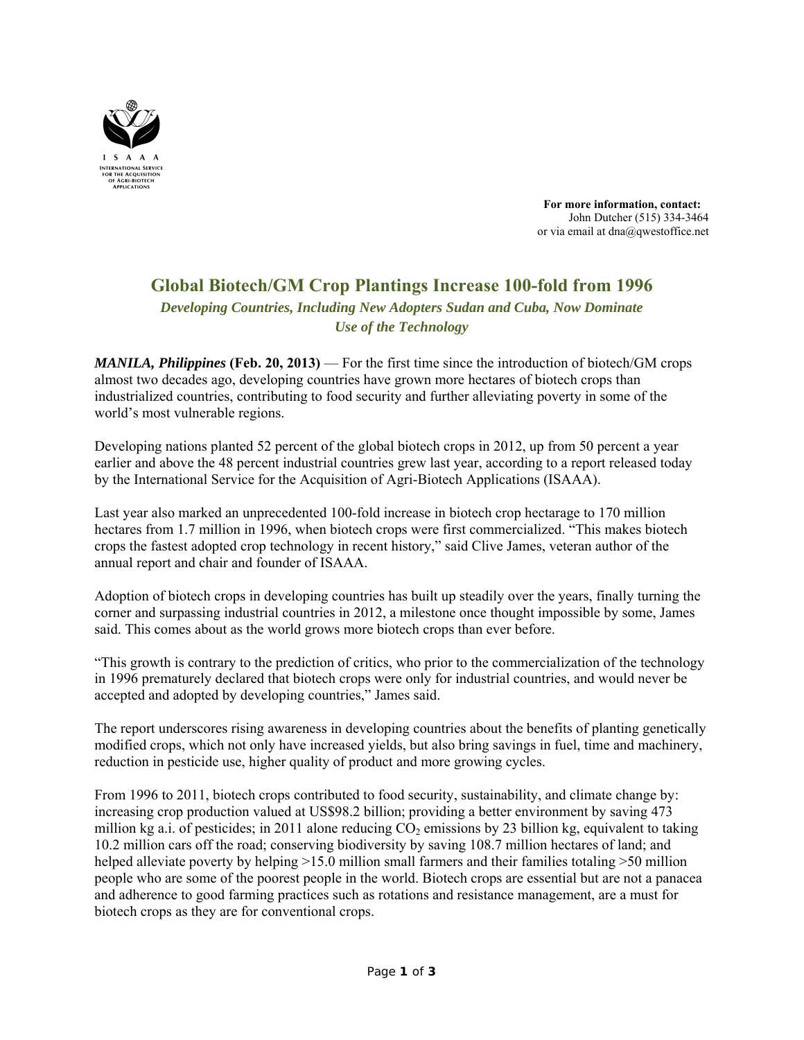ISAAA
INTERNATIONAL SERVICE FOR THE ACQUISITION OF AGRI-BIOTECH APPLICATIONS

**For more information, contact:**
John Dutcher (515) 334-3464
or via email at dna@qwestoffice.net

# Global Biotech/GM Crop Plantings Increase 100-fold from 1996

### *Developing Countries, Including New Adopters Sudan and Cuba, Now Dominate Use of the Technology*

***MANILA, Philippines*** **(Feb. 20, 2013)** — For the first time since the introduction of biotech/GM crops almost two decades ago, developing countries have grown more hectares of biotech crops than industrialized countries, contributing to food security and further alleviating poverty in some of the world's most vulnerable regions.

Developing nations planted 52 percent of the global biotech crops in 2012, up from 50 percent a year earlier and above the 48 percent industrial countries grew last year, according to a report released today by the International Service for the Acquisition of Agri-Biotech Applications (ISAAA).

Last year also marked an unprecedented 100-fold increase in biotech crop hectarage to 170 million hectares from 1.7 million in 1996, when biotech crops were first commercialized. "This makes biotech crops the fastest adopted crop technology in recent history," said Clive James, veteran author of the annual report and chair and founder of ISAAA.

Adoption of biotech crops in developing countries has built up steadily over the years, finally turning the corner and surpassing industrial countries in 2012, a milestone once thought impossible by some, James said. This comes about as the world grows more biotech crops than ever before.

"This growth is contrary to the prediction of critics, who prior to the commercialization of the technology in 1996 prematurely declared that biotech crops were only for industrial countries, and would never be accepted and adopted by developing countries," James said.

The report underscores rising awareness in developing countries about the benefits of planting genetically modified crops, which not only have increased yields, but also bring savings in fuel, time and machinery, reduction in pesticide use, higher quality of product and more growing cycles.

From 1996 to 2011, biotech crops contributed to food security, sustainability, and climate change by: increasing crop production valued at US$98.2 billion; providing a better environment by saving 473 million kg a.i. of pesticides; in 2011 alone reducing $CO_2$ emissions by 23 billion kg, equivalent to taking 10.2 million cars off the road; conserving biodiversity by saving 108.7 million hectares of land; and helped alleviate poverty by helping >15.0 million small farmers and their families totaling >50 million people who are some of the poorest people in the world. Biotech crops are essential but are not a panacea and adherence to good farming practices such as rotations and resistance management, are a must for biotech crops as they are for conventional crops.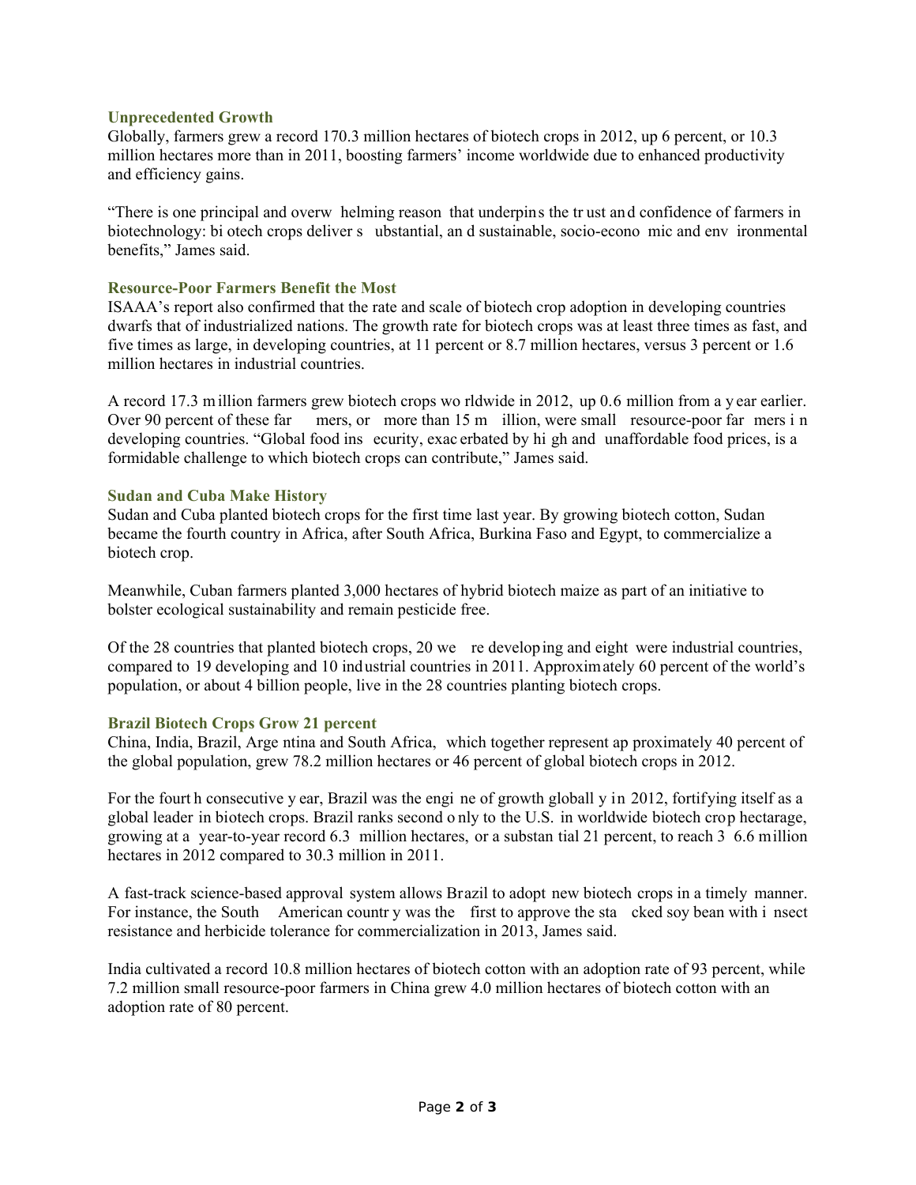### Unprecedented Growth

Globally, farmers grew a record 170.3 million hectares of biotech crops in 2012, up 6 percent, or 10.3 million hectares more than in 2011, boosting farmers' income worldwide due to enhanced productivity and efficiency gains.

"There is one principal and overwhelming reason that underpins the trust and confidence of farmers in biotechnology: biotech crops deliver substantial, and sustainable, socio-economic and environmental benefits," James said.

### Resource-Poor Farmers Benefit the Most

ISAAA's report also confirmed that the rate and scale of biotech crop adoption in developing countries dwarfs that of industrialized nations. The growth rate for biotech crops was at least three times as fast, and five times as large, in developing countries, at 11 percent or 8.7 million hectares, versus 3 percent or 1.6 million hectares in industrial countries.

A record 17.3 million farmers grew biotech crops worldwide in 2012, up 0.6 million from a year earlier. Over 90 percent of these farmers, or more than 15 million, were small resource-poor farmers in developing countries. "Global food insecurity, exacerbated by high and unaffordable food prices, is a formidable challenge to which biotech crops can contribute," James said.

### Sudan and Cuba Make History

Sudan and Cuba planted biotech crops for the first time last year. By growing biotech cotton, Sudan became the fourth country in Africa, after South Africa, Burkina Faso and Egypt, to commercialize a biotech crop.

Meanwhile, Cuban farmers planted 3,000 hectares of hybrid biotech maize as part of an initiative to bolster ecological sustainability and remain pesticide free.

Of the 28 countries that planted biotech crops, 20 were developing and eight were industrial countries, compared to 19 developing and 10 industrial countries in 2011. Approximately 60 percent of the world's population, or about 4 billion people, live in the 28 countries planting biotech crops.

### Brazil Biotech Crops Grow 21 percent

China, India, Brazil, Argentina and South Africa, which together represent approximately 40 percent of the global population, grew 78.2 million hectares or 46 percent of global biotech crops in 2012.

For the fourth consecutive year, Brazil was the engine of growth globally in 2012, fortifying itself as a global leader in biotech crops. Brazil ranks second only to the U.S. in worldwide biotech crop hectarage, growing at a year-to-year record 6.3 million hectares, or a substantial 21 percent, to reach 36.6 million hectares in 2012 compared to 30.3 million in 2011.

A fast-track science-based approval system allows Brazil to adopt new biotech crops in a timely manner. For instance, the South American country was the first to approve the stacked soy bean with insect resistance and herbicide tolerance for commercialization in 2013, James said.

India cultivated a record 10.8 million hectares of biotech cotton with an adoption rate of 93 percent, while 7.2 million small resource-poor farmers in China grew 4.0 million hectares of biotech cotton with an adoption rate of 80 percent.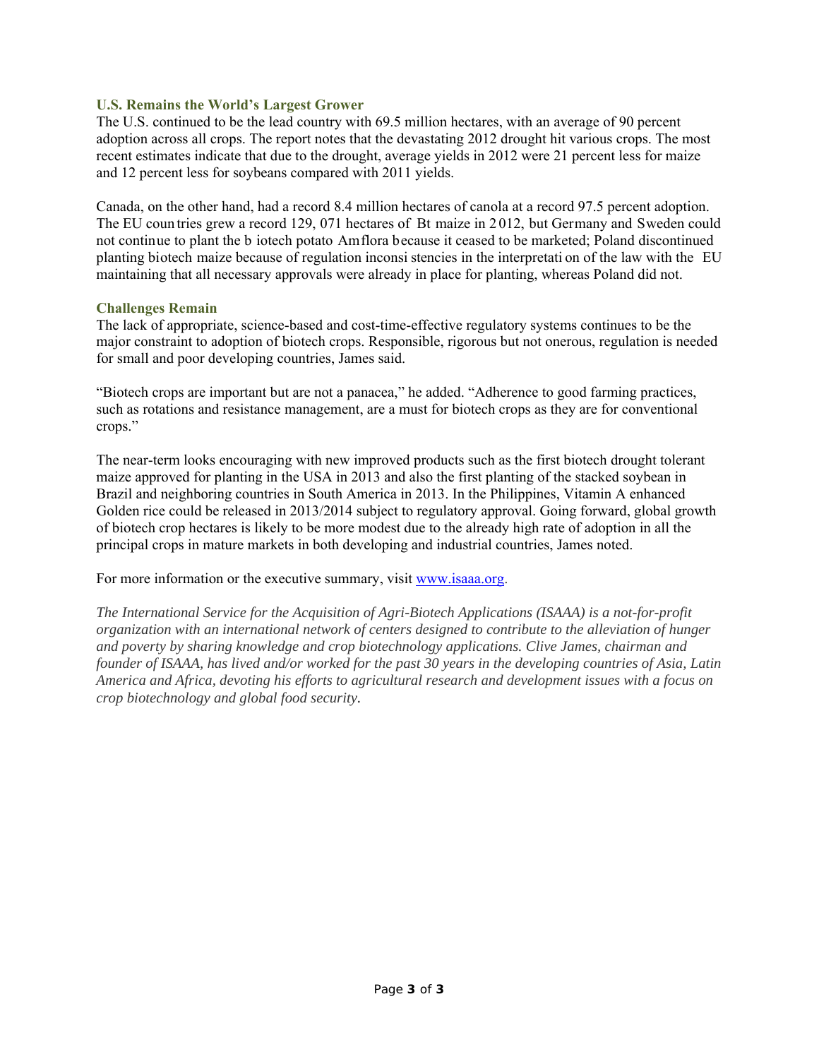## U.S. Remains the World's Largest Grower

The U.S. continued to be the lead country with 69.5 million hectares, with an average of 90 percent adoption across all crops. The report notes that the devastating 2012 drought hit various crops. The most recent estimates indicate that due to the drought, average yields in 2012 were 21 percent less for maize and 12 percent less for soybeans compared with 2011 yields.

Canada, on the other hand, had a record 8.4 million hectares of canola at a record 97.5 percent adoption. The EU countries grew a record 129, 071 hectares of Bt maize in 2012, but Germany and Sweden could not continue to plant the biotech potato Amflora because it ceased to be marketed; Poland discontinued planting biotech maize because of regulation inconsistencies in the interpretation of the law with the EU maintaining that all necessary approvals were already in place for planting, whereas Poland did not.

## Challenges Remain

The lack of appropriate, science-based and cost-time-effective regulatory systems continues to be the major constraint to adoption of biotech crops. Responsible, rigorous but not onerous, regulation is needed for small and poor developing countries, James said.

"Biotech crops are important but are not a panacea," he added. "Adherence to good farming practices, such as rotations and resistance management, are a must for biotech crops as they are for conventional crops."

The near-term looks encouraging with new improved products such as the first biotech drought tolerant maize approved for planting in the USA in 2013 and also the first planting of the stacked soybean in Brazil and neighboring countries in South America in 2013. In the Philippines, Vitamin A enhanced Golden rice could be released in 2013/2014 subject to regulatory approval. Going forward, global growth of biotech crop hectares is likely to be more modest due to the already high rate of adoption in all the principal crops in mature markets in both developing and industrial countries, James noted.

For more information or the executive summary, visit [www.isaaa.org](http://www.isaaa.org).

*The International Service for the Acquisition of Agri-Biotech Applications (ISAAA) is a not-for-profit organization with an international network of centers designed to contribute to the alleviation of hunger and poverty by sharing knowledge and crop biotechnology applications. Clive James, chairman and founder of ISAAA, has lived and/or worked for the past 30 years in the developing countries of Asia, Latin America and Africa, devoting his efforts to agricultural research and development issues with a focus on crop biotechnology and global food security.*